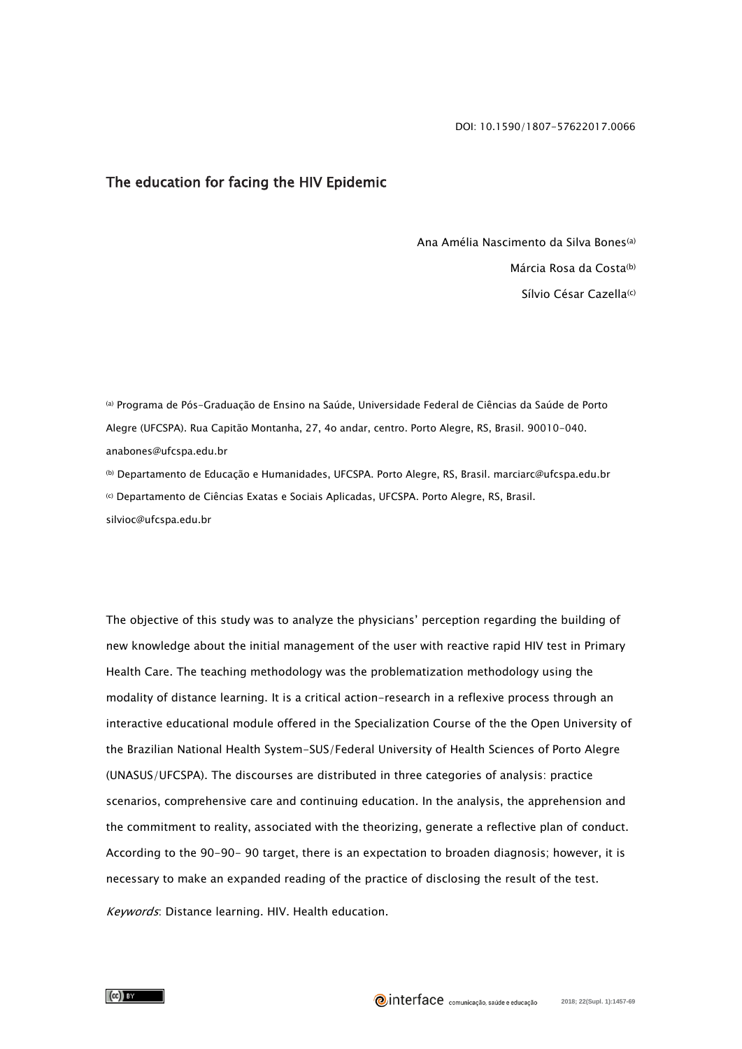DOI: 10.1590/1807-57622017.0066

# The education for facing the HIV Epidemic

Ana Amélia Nascimento da Silva Bones[a]

Márcia Rosa da Costa[b]

Sílvio César Cazella[c]

[a] Programa de Pós-Graduação de Ensino na Saúde, Universidade Federal de Ciências da Saúde de Porto Alegre (UFCSPA). Rua Capitão Montanha, 27, 4o andar, centro. Porto Alegre, RS, Brasil. 90010-040. anabones@ufcspa.edu.br

[b] Departamento de Educação e Humanidades, UFCSPA. Porto Alegre, RS, Brasil. marciarc@ufcspa.edu.br

[c] Departamento de Ciências Exatas e Sociais Aplicadas, UFCSPA. Porto Alegre, RS, Brasil. silvioc@ufcspa.edu.br

The objective of this study was to analyze the physicians' perception regarding the building of new knowledge about the initial management of the user with reactive rapid HIV test in Primary Health Care. The teaching methodology was the problematization methodology using the modality of distance learning. It is a critical action-research in a reflexive process through an interactive educational module offered in the Specialization Course of the the Open University of the Brazilian National Health System-SUS/Federal University of Health Sciences of Porto Alegre (UNASUS/UFCSPA). The discourses are distributed in three categories of analysis: practice scenarios, comprehensive care and continuing education. In the analysis, the apprehension and the commitment to reality, associated with the theorizing, generate a reflective plan of conduct. According to the 90-90- 90 target, there is an expectation to broaden diagnosis; however, it is necessary to make an expanded reading of the practice of disclosing the result of the test.

*Keywords*: Distance learning. HIV. Health education.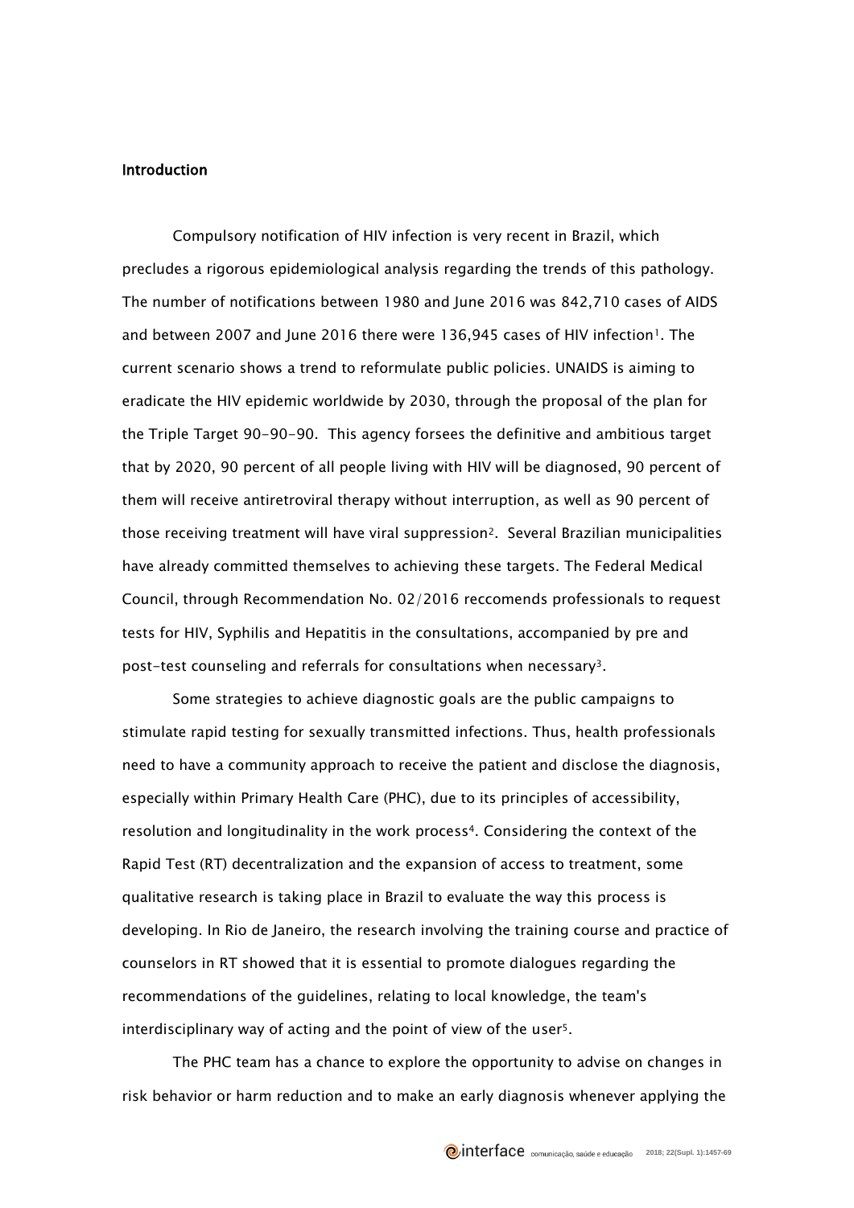## Introduction

Compulsory notification of HIV infection is very recent in Brazil, which precludes a rigorous epidemiological analysis regarding the trends of this pathology. The number of notifications between 1980 and June 2016 was 842,710 cases of AIDS and between 2007 and June 2016 there were 136,945 cases of HIV infection[1]. The current scenario shows a trend to reformulate public policies. UNAIDS is aiming to eradicate the HIV epidemic worldwide by 2030, through the proposal of the plan for the Triple Target 90-90-90. This agency forsees the definitive and ambitious target that by 2020, 90 percent of all people living with HIV will be diagnosed, 90 percent of them will receive antiretroviral therapy without interruption, as well as 90 percent of those receiving treatment will have viral suppression[2]. Several Brazilian municipalities have already committed themselves to achieving these targets. The Federal Medical Council, through Recommendation No. 02/2016 reccomends professionals to request tests for HIV, Syphilis and Hepatitis in the consultations, accompanied by pre and post-test counseling and referrals for consultations when necessary[3].

Some strategies to achieve diagnostic goals are the public campaigns to stimulate rapid testing for sexually transmitted infections. Thus, health professionals need to have a community approach to receive the patient and disclose the diagnosis, especially within Primary Health Care (PHC), due to its principles of accessibility, resolution and longitudinality in the work process[4]. Considering the context of the Rapid Test (RT) decentralization and the expansion of access to treatment, some qualitative research is taking place in Brazil to evaluate the way this process is developing. In Rio de Janeiro, the research involving the training course and practice of counselors in RT showed that it is essential to promote dialogues regarding the recommendations of the guidelines, relating to local knowledge, the team's interdisciplinary way of acting and the point of view of the user[5].

The PHC team has a chance to explore the opportunity to advise on changes in risk behavior or harm reduction and to make an early diagnosis whenever applying the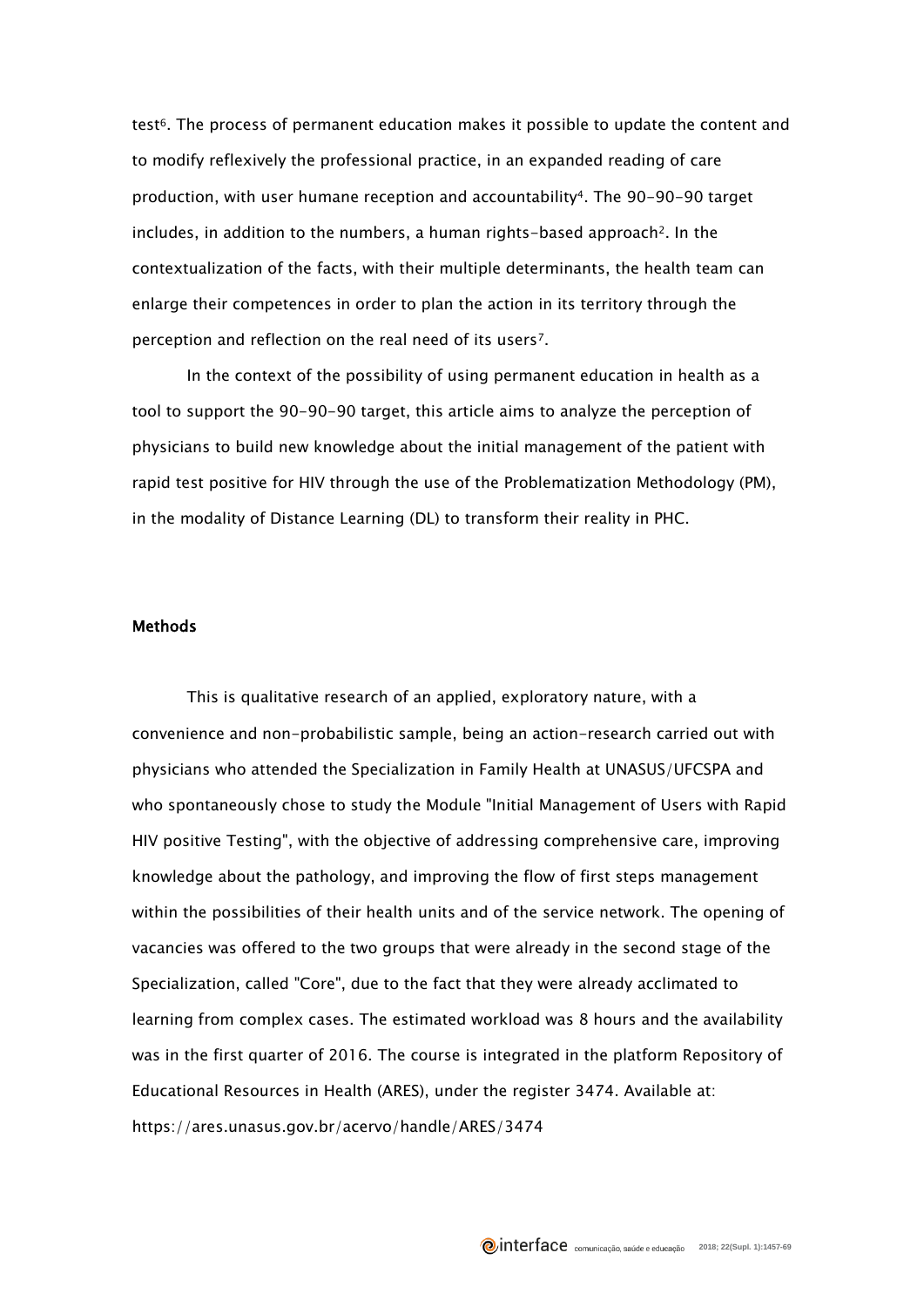test[6]. The process of permanent education makes it possible to update the content and to modify reflexively the professional practice, in an expanded reading of care production, with user humane reception and accountability[4]. The 90-90-90 target includes, in addition to the numbers, a human rights-based approach[2]. In the contextualization of the facts, with their multiple determinants, the health team can enlarge their competences in order to plan the action in its territory through the perception and reflection on the real need of its users[7].

In the context of the possibility of using permanent education in health as a tool to support the 90-90-90 target, this article aims to analyze the perception of physicians to build new knowledge about the initial management of the patient with rapid test positive for HIV through the use of the Problematization Methodology (PM), in the modality of Distance Learning (DL) to transform their reality in PHC.

## Methods

This is qualitative research of an applied, exploratory nature, with a convenience and non-probabilistic sample, being an action-research carried out with physicians who attended the Specialization in Family Health at UNASUS/UFCSPA and who spontaneously chose to study the Module "Initial Management of Users with Rapid HIV positive Testing", with the objective of addressing comprehensive care, improving knowledge about the pathology, and improving the flow of first steps management within the possibilities of their health units and of the service network. The opening of vacancies was offered to the two groups that were already in the second stage of the Specialization, called "Core", due to the fact that they were already acclimated to learning from complex cases. The estimated workload was 8 hours and the availability was in the first quarter of 2016. The course is integrated in the platform Repository of Educational Resources in Health (ARES), under the register 3474. Available at: https://ares.unasus.gov.br/acervo/handle/ARES/3474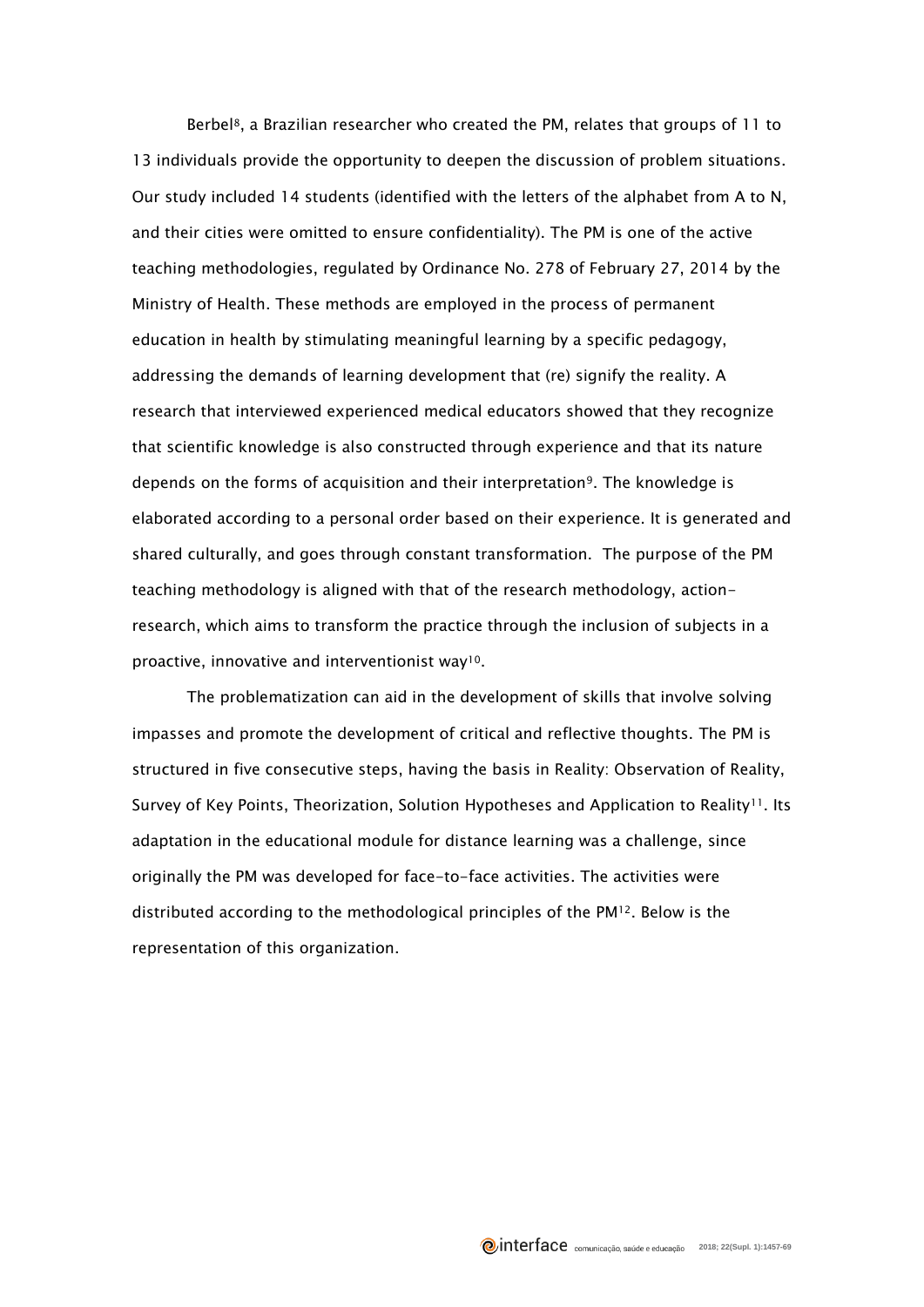Berbel[8], a Brazilian researcher who created the PM, relates that groups of 11 to 13 individuals provide the opportunity to deepen the discussion of problem situations. Our study included 14 students (identified with the letters of the alphabet from A to N, and their cities were omitted to ensure confidentiality). The PM is one of the active teaching methodologies, regulated by Ordinance No. 278 of February 27, 2014 by the Ministry of Health. These methods are employed in the process of permanent education in health by stimulating meaningful learning by a specific pedagogy, addressing the demands of learning development that (re) signify the reality. A research that interviewed experienced medical educators showed that they recognize that scientific knowledge is also constructed through experience and that its nature depends on the forms of acquisition and their interpretation[9]. The knowledge is elaborated according to a personal order based on their experience. It is generated and shared culturally, and goes through constant transformation. The purpose of the PM teaching methodology is aligned with that of the research methodology, action-research, which aims to transform the practice through the inclusion of subjects in a proactive, innovative and interventionist way[10].

The problematization can aid in the development of skills that involve solving impasses and promote the development of critical and reflective thoughts. The PM is structured in five consecutive steps, having the basis in Reality: Observation of Reality, Survey of Key Points, Theorization, Solution Hypotheses and Application to Reality[11]. Its adaptation in the educational module for distance learning was a challenge, since originally the PM was developed for face-to-face activities. The activities were distributed according to the methodological principles of the PM[12]. Below is the representation of this organization.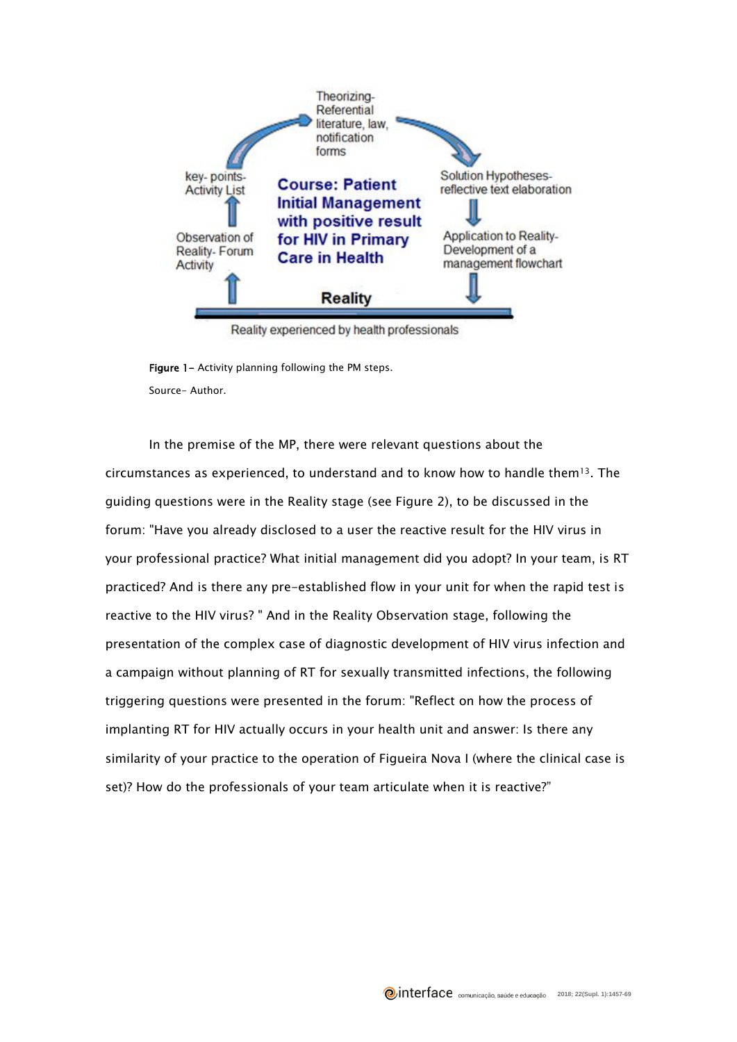Theorizing- Referential literature, law, notification forms

key- points- Activity List

Course: Patient Initial Management with positive result for HIV in Primary Care in Health

Solution Hypotheses- reflective text elaboration

Observation of Reality- Forum Activity

Application to Reality- Development of a management flowchart

Reality

Reality experienced by health professionals

**Figure 1-** Activity planning following the PM steps.

Source- Author.

In the premise of the MP, there were relevant questions about the circumstances as experienced, to understand and to know how to handle them[13]. The guiding questions were in the Reality stage (see Figure 2), to be discussed in the forum: "Have you already disclosed to a user the reactive result for the HIV virus in your professional practice? What initial management did you adopt? In your team, is RT practiced? And is there any pre-established flow in your unit for when the rapid test is reactive to the HIV virus? " And in the Reality Observation stage, following the presentation of the complex case of diagnostic development of HIV virus infection and a campaign without planning of RT for sexually transmitted infections, the following triggering questions were presented in the forum: "Reflect on how the process of implanting RT for HIV actually occurs in your health unit and answer: Is there any similarity of your practice to the operation of Figueira Nova I (where the clinical case is set)? How do the professionals of your team articulate when it is reactive?"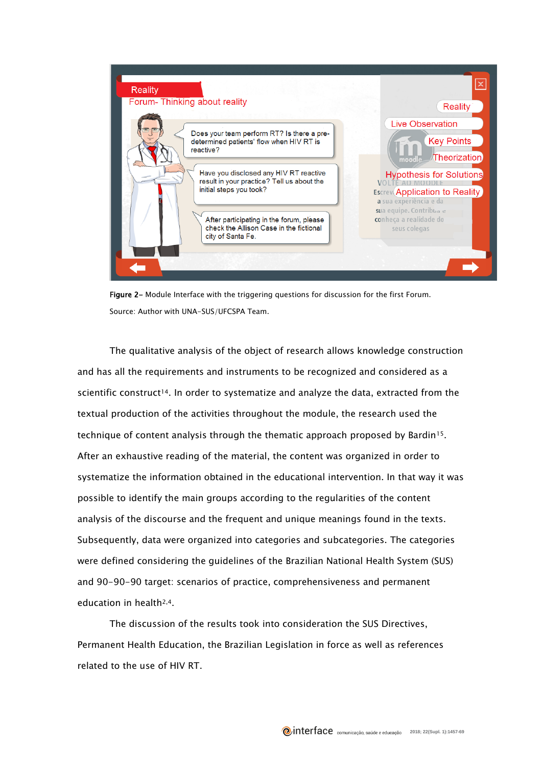**Figure 2–** Module Interface with the triggering questions for discussion for the first Forum.

Source: Author with UNA-SUS/UFCSPA Team.

The qualitative analysis of the object of research allows knowledge construction and has all the requirements and instruments to be recognized and considered as a scientific construct[14]. In order to systematize and analyze the data, extracted from the textual production of the activities throughout the module, the research used the technique of content analysis through the thematic approach proposed by Bardin[15]. After an exhaustive reading of the material, the content was organized in order to systematize the information obtained in the educational intervention. In that way it was possible to identify the main groups according to the regularities of the content analysis of the discourse and the frequent and unique meanings found in the texts. Subsequently, data were organized into categories and subcategories. The categories were defined considering the guidelines of the Brazilian National Health System (SUS) and 90-90-90 target: scenarios of practice, comprehensiveness and permanent education in health[2,4].

The discussion of the results took into consideration the SUS Directives, Permanent Health Education, the Brazilian Legislation in force as well as references related to the use of HIV RT.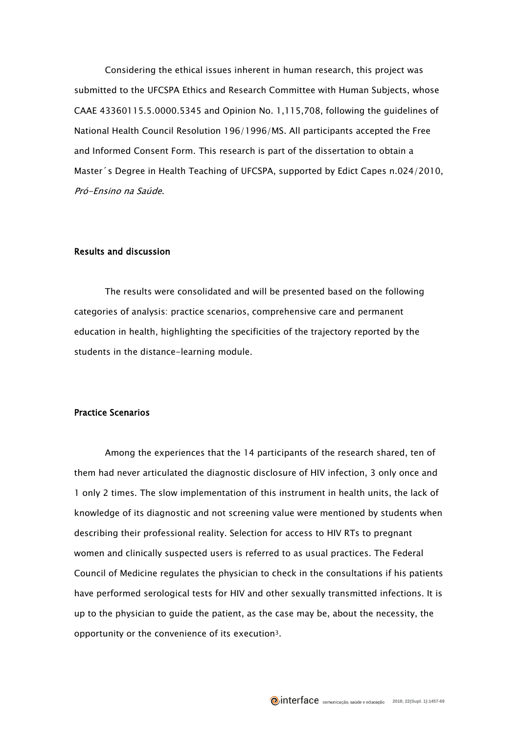Considering the ethical issues inherent in human research, this project was submitted to the UFCSPA Ethics and Research Committee with Human Subjects, whose CAAE 43360115.5.0000.5345 and Opinion No. 1,115,708, following the guidelines of National Health Council Resolution 196/1996/MS. All participants accepted the Free and Informed Consent Form. This research is part of the dissertation to obtain a Master´s Degree in Health Teaching of UFCSPA, supported by Edict Capes n.024/2010, *Pró-Ensino na Saúde*.

## Results and discussion

The results were consolidated and will be presented based on the following categories of analysis: practice scenarios, comprehensive care and permanent education in health, highlighting the specificities of the trajectory reported by the students in the distance-learning module.

### Practice Scenarios

Among the experiences that the 14 participants of the research shared, ten of them had never articulated the diagnostic disclosure of HIV infection, 3 only once and 1 only 2 times. The slow implementation of this instrument in health units, the lack of knowledge of its diagnostic and not screening value were mentioned by students when describing their professional reality. Selection for access to HIV RTs to pregnant women and clinically suspected users is referred to as usual practices. The Federal Council of Medicine regulates the physician to check in the consultations if his patients have performed serological tests for HIV and other sexually transmitted infections. It is up to the physician to guide the patient, as the case may be, about the necessity, the opportunity or the convenience of its execution[3].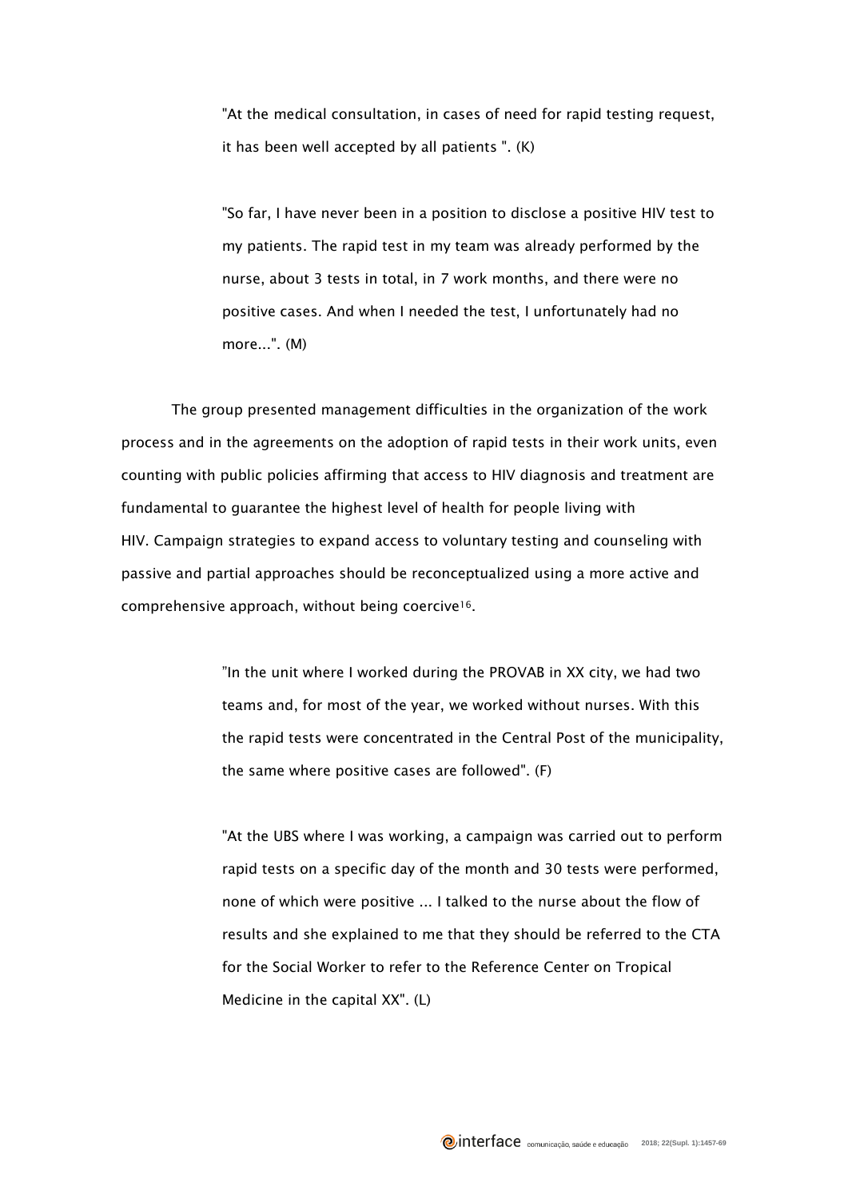> "At the medical consultation, in cases of need for rapid testing request, it has been well accepted by all patients ". (K)

> "So far, I have never been in a position to disclose a positive HIV test to my patients. The rapid test in my team was already performed by the nurse, about 3 tests in total, in 7 work months, and there were no positive cases. And when I needed the test, I unfortunately had no more...". (M)

The group presented management difficulties in the organization of the work process and in the agreements on the adoption of rapid tests in their work units, even counting with public policies affirming that access to HIV diagnosis and treatment are fundamental to guarantee the highest level of health for people living with HIV. Campaign strategies to expand access to voluntary testing and counseling with passive and partial approaches should be reconceptualized using a more active and comprehensive approach, without being coercive[16].

> "In the unit where I worked during the PROVAB in XX city, we had two teams and, for most of the year, we worked without nurses. With this the rapid tests were concentrated in the Central Post of the municipality, the same where positive cases are followed". (F)

> "At the UBS where I was working, a campaign was carried out to perform rapid tests on a specific day of the month and 30 tests were performed, none of which were positive ... I talked to the nurse about the flow of results and she explained to me that they should be referred to the CTA for the Social Worker to refer to the Reference Center on Tropical Medicine in the capital XX". (L)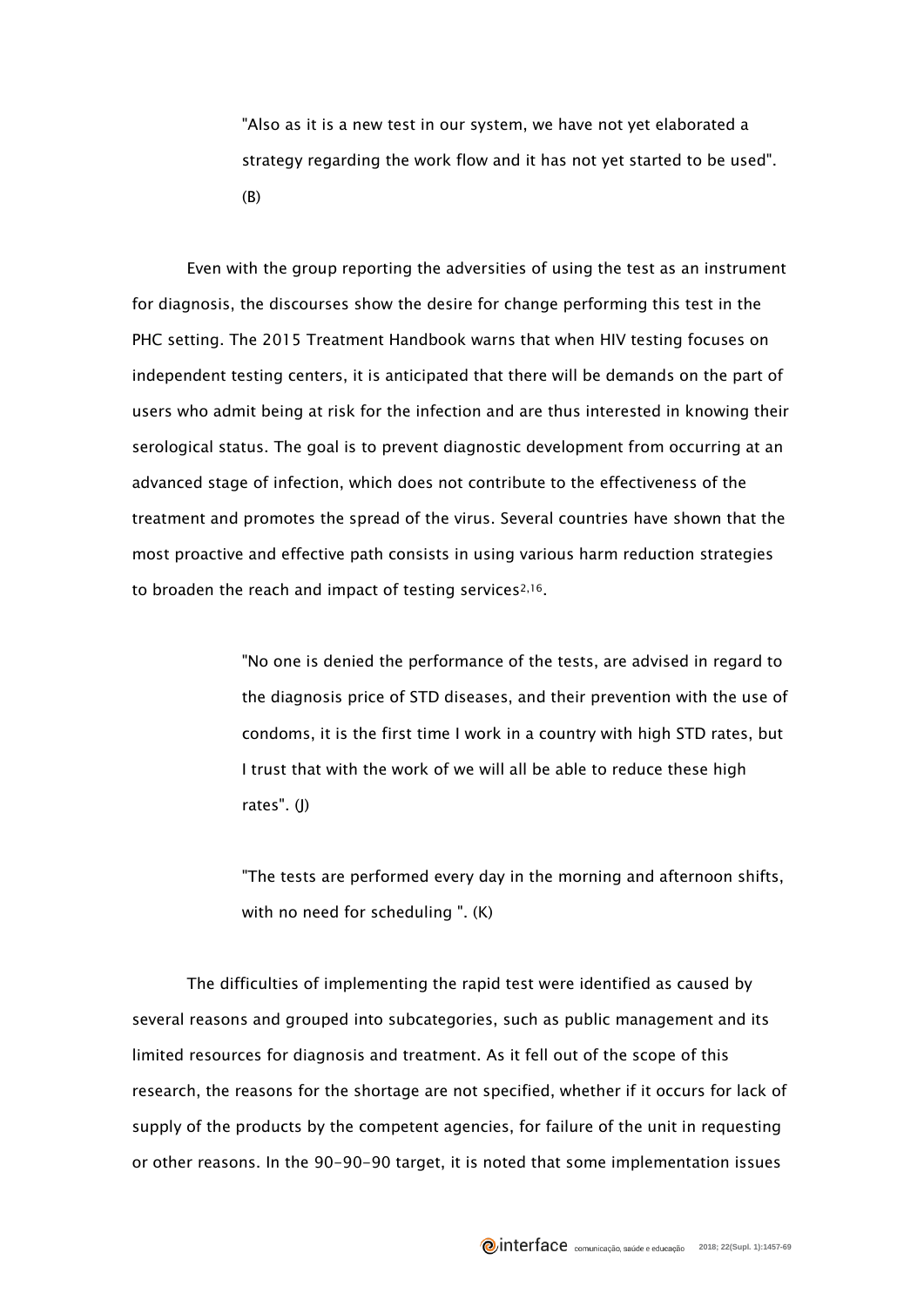> "Also as it is a new test in our system, we have not yet elaborated a strategy regarding the work flow and it has not yet started to be used". (B)

Even with the group reporting the adversities of using the test as an instrument for diagnosis, the discourses show the desire for change performing this test in the PHC setting. The 2015 Treatment Handbook warns that when HIV testing focuses on independent testing centers, it is anticipated that there will be demands on the part of users who admit being at risk for the infection and are thus interested in knowing their serological status. The goal is to prevent diagnostic development from occurring at an advanced stage of infection, which does not contribute to the effectiveness of the treatment and promotes the spread of the virus. Several countries have shown that the most proactive and effective path consists in using various harm reduction strategies to broaden the reach and impact of testing services[2,16].

> "No one is denied the performance of the tests, are advised in regard to the diagnosis price of STD diseases, and their prevention with the use of condoms, it is the first time I work in a country with high STD rates, but I trust that with the work of we will all be able to reduce these high rates". (J)

> "The tests are performed every day in the morning and afternoon shifts, with no need for scheduling ". (K)

The difficulties of implementing the rapid test were identified as caused by several reasons and grouped into subcategories, such as public management and its limited resources for diagnosis and treatment. As it fell out of the scope of this research, the reasons for the shortage are not specified, whether if it occurs for lack of supply of the products by the competent agencies, for failure of the unit in requesting or other reasons. In the 90-90-90 target, it is noted that some implementation issues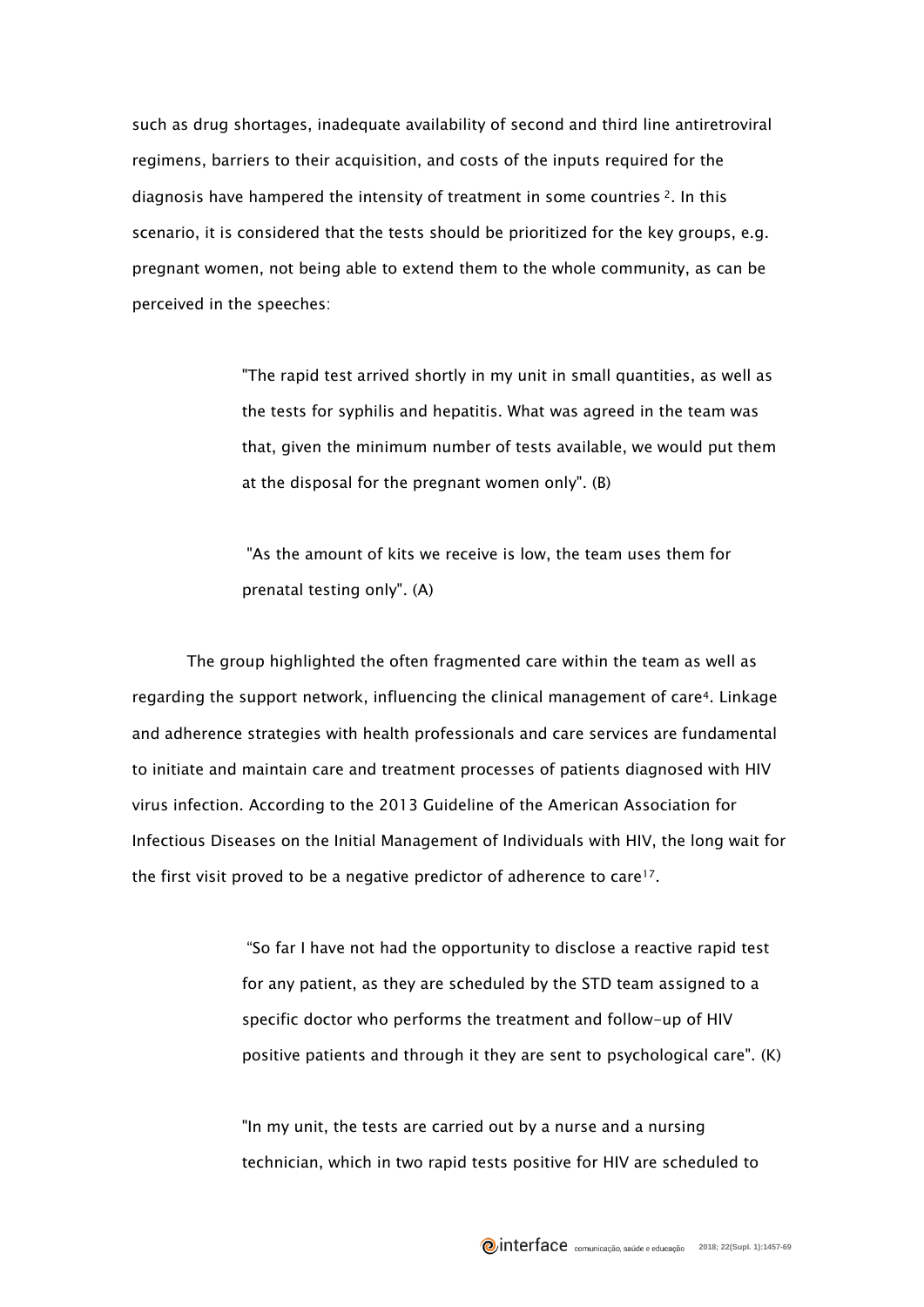such as drug shortages, inadequate availability of second and third line antiretroviral regimens, barriers to their acquisition, and costs of the inputs required for the diagnosis have hampered the intensity of treatment in some countries [2]. In this scenario, it is considered that the tests should be prioritized for the key groups, e.g. pregnant women, not being able to extend them to the whole community, as can be perceived in the speeches:

> "The rapid test arrived shortly in my unit in small quantities, as well as the tests for syphilis and hepatitis. What was agreed in the team was that, given the minimum number of tests available, we would put them at the disposal for the pregnant women only". (B)

> "As the amount of kits we receive is low, the team uses them for prenatal testing only". (A)

The group highlighted the often fragmented care within the team as well as regarding the support network, influencing the clinical management of care[4]. Linkage and adherence strategies with health professionals and care services are fundamental to initiate and maintain care and treatment processes of patients diagnosed with HIV virus infection. According to the 2013 Guideline of the American Association for Infectious Diseases on the Initial Management of Individuals with HIV, the long wait for the first visit proved to be a negative predictor of adherence to care[17].

> "So far I have not had the opportunity to disclose a reactive rapid test for any patient, as they are scheduled by the STD team assigned to a specific doctor who performs the treatment and follow-up of HIV positive patients and through it they are sent to psychological care". (K)

> "In my unit, the tests are carried out by a nurse and a nursing technician, which in two rapid tests positive for HIV are scheduled to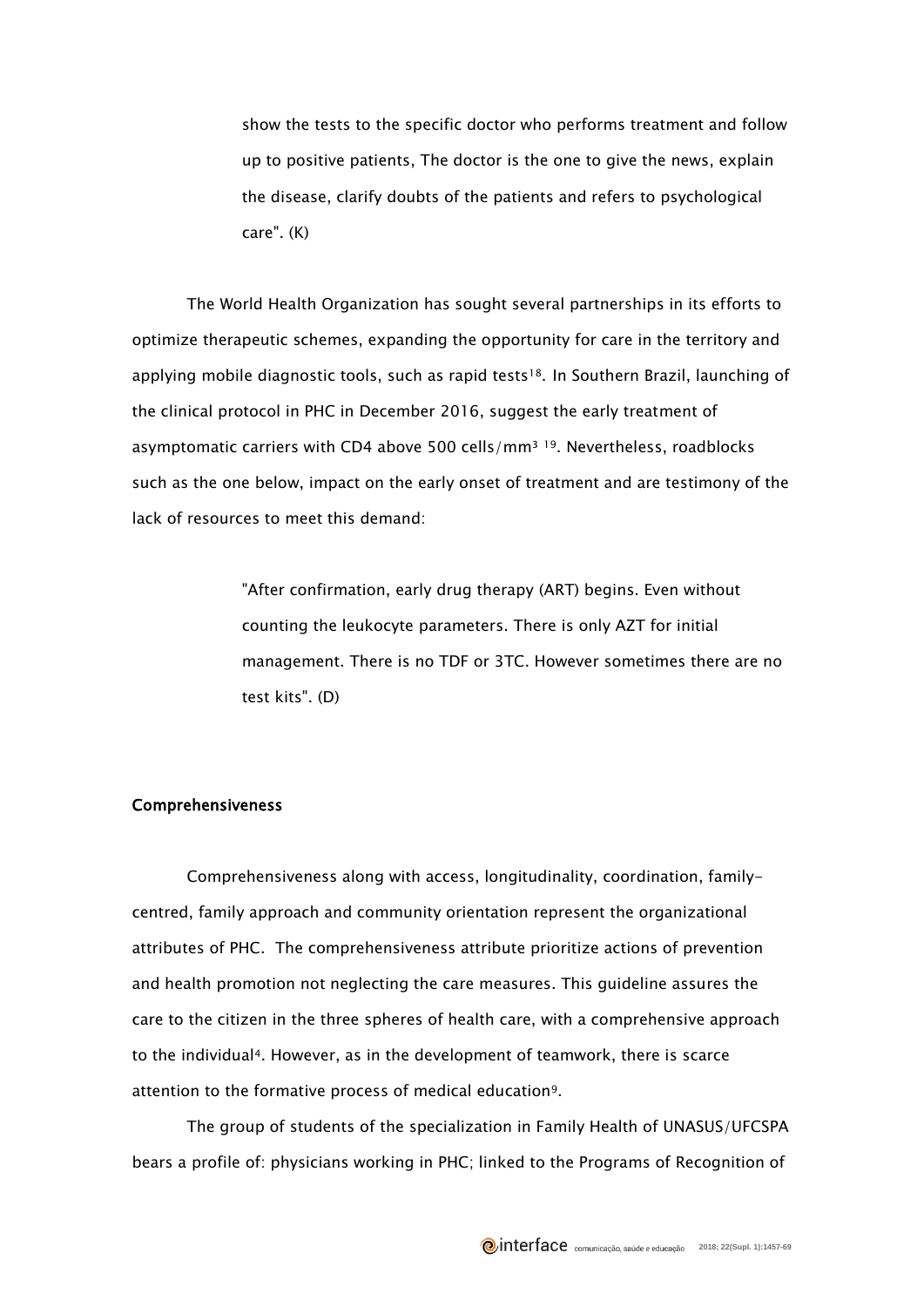> show the tests to the specific doctor who performs treatment and follow up to positive patients, The doctor is the one to give the news, explain the disease, clarify doubts of the patients and refers to psychological care". (K)

The World Health Organization has sought several partnerships in its efforts to optimize therapeutic schemes, expanding the opportunity for care in the territory and applying mobile diagnostic tools, such as rapid tests[18]. In Southern Brazil, launching of the clinical protocol in PHC in December 2016, suggest the early treatment of asymptomatic carriers with CD4 above 500 cells/mm$^3$ [19]. Nevertheless, roadblocks such as the one below, impact on the early onset of treatment and are testimony of the lack of resources to meet this demand:

> "After confirmation, early drug therapy (ART) begins. Even without counting the leukocyte parameters. There is only AZT for initial management. There is no TDF or 3TC. However sometimes there are no test kits". (D)

### Comprehensiveness

Comprehensiveness along with access, longitudinality, coordination, family-centred, family approach and community orientation represent the organizational attributes of PHC. The comprehensiveness attribute prioritize actions of prevention and health promotion not neglecting the care measures. This guideline assures the care to the citizen in the three spheres of health care, with a comprehensive approach to the individual[4]. However, as in the development of teamwork, there is scarce attention to the formative process of medical education[9].

The group of students of the specialization in Family Health of UNASUS/UFCSPA bears a profile of: physicians working in PHC; linked to the Programs of Recognition of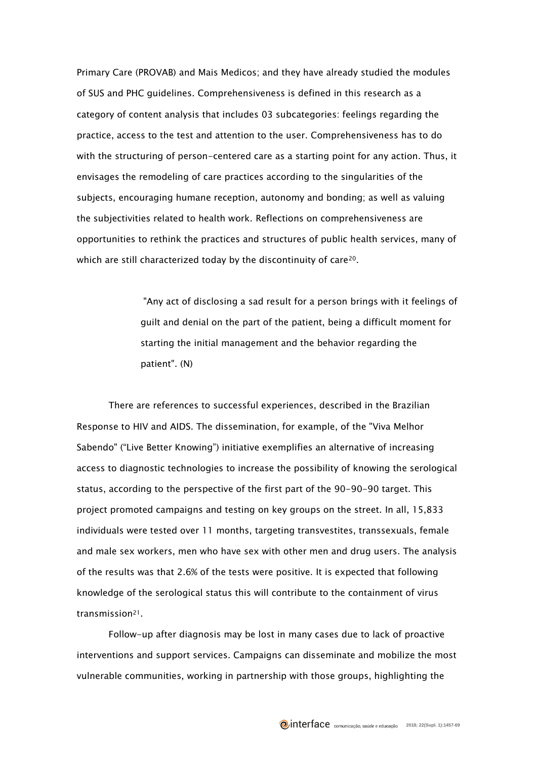Primary Care (PROVAB) and Mais Medicos; and they have already studied the modules of SUS and PHC guidelines. Comprehensiveness is defined in this research as a category of content analysis that includes 03 subcategories: feelings regarding the practice, access to the test and attention to the user. Comprehensiveness has to do with the structuring of person-centered care as a starting point for any action. Thus, it envisages the remodeling of care practices according to the singularities of the subjects, encouraging humane reception, autonomy and bonding; as well as valuing the subjectivities related to health work. Reflections on comprehensiveness are opportunities to rethink the practices and structures of public health services, many of which are still characterized today by the discontinuity of care[20].

> "Any act of disclosing a sad result for a person brings with it feelings of guilt and denial on the part of the patient, being a difficult moment for starting the initial management and the behavior regarding the patient". (N)

There are references to successful experiences, described in the Brazilian Response to HIV and AIDS. The dissemination, for example, of the "Viva Melhor Sabendo" ("Live Better Knowing") initiative exemplifies an alternative of increasing access to diagnostic technologies to increase the possibility of knowing the serological status, according to the perspective of the first part of the 90-90-90 target. This project promoted campaigns and testing on key groups on the street. In all, 15,833 individuals were tested over 11 months, targeting transvestites, transsexuals, female and male sex workers, men who have sex with other men and drug users. The analysis of the results was that 2.6% of the tests were positive. It is expected that following knowledge of the serological status this will contribute to the containment of virus transmission[21].

Follow-up after diagnosis may be lost in many cases due to lack of proactive interventions and support services. Campaigns can disseminate and mobilize the most vulnerable communities, working in partnership with those groups, highlighting the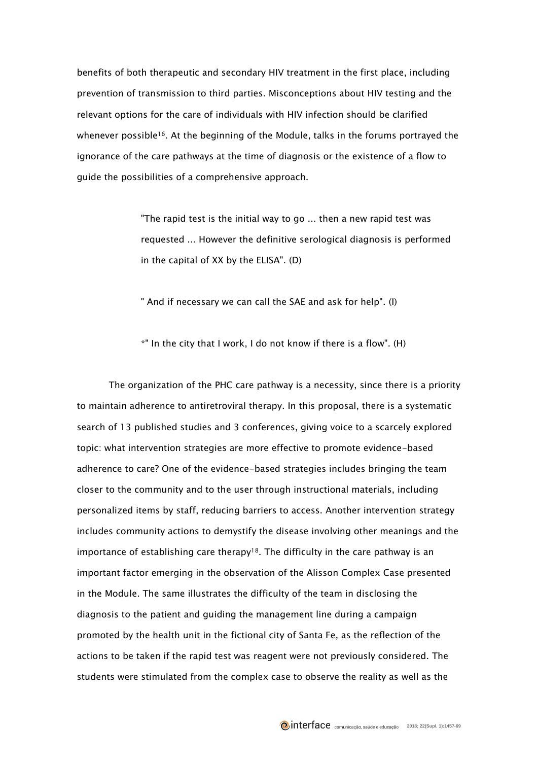benefits of both therapeutic and secondary HIV treatment in the first place, including prevention of transmission to third parties. Misconceptions about HIV testing and the relevant options for the care of individuals with HIV infection should be clarified whenever possible[16]. At the beginning of the Module, talks in the forums portrayed the ignorance of the care pathways at the time of diagnosis or the existence of a flow to guide the possibilities of a comprehensive approach.

> "The rapid test is the initial way to go ... then a new rapid test was requested ... However the definitive serological diagnosis is performed in the capital of XX by the ELISA". (D)
>
> " And if necessary we can call the SAE and ask for help". (I)
>
> *" In the city that I work, I do not know if there is a flow". (H)

The organization of the PHC care pathway is a necessity, since there is a priority to maintain adherence to antiretroviral therapy. In this proposal, there is a systematic search of 13 published studies and 3 conferences, giving voice to a scarcely explored topic: what intervention strategies are more effective to promote evidence-based adherence to care? One of the evidence-based strategies includes bringing the team closer to the community and to the user through instructional materials, including personalized items by staff, reducing barriers to access. Another intervention strategy includes community actions to demystify the disease involving other meanings and the importance of establishing care therapy[18]. The difficulty in the care pathway is an important factor emerging in the observation of the Alisson Complex Case presented in the Module. The same illustrates the difficulty of the team in disclosing the diagnosis to the patient and guiding the management line during a campaign promoted by the health unit in the fictional city of Santa Fe, as the reflection of the actions to be taken if the rapid test was reagent were not previously considered. The students were stimulated from the complex case to observe the reality as well as the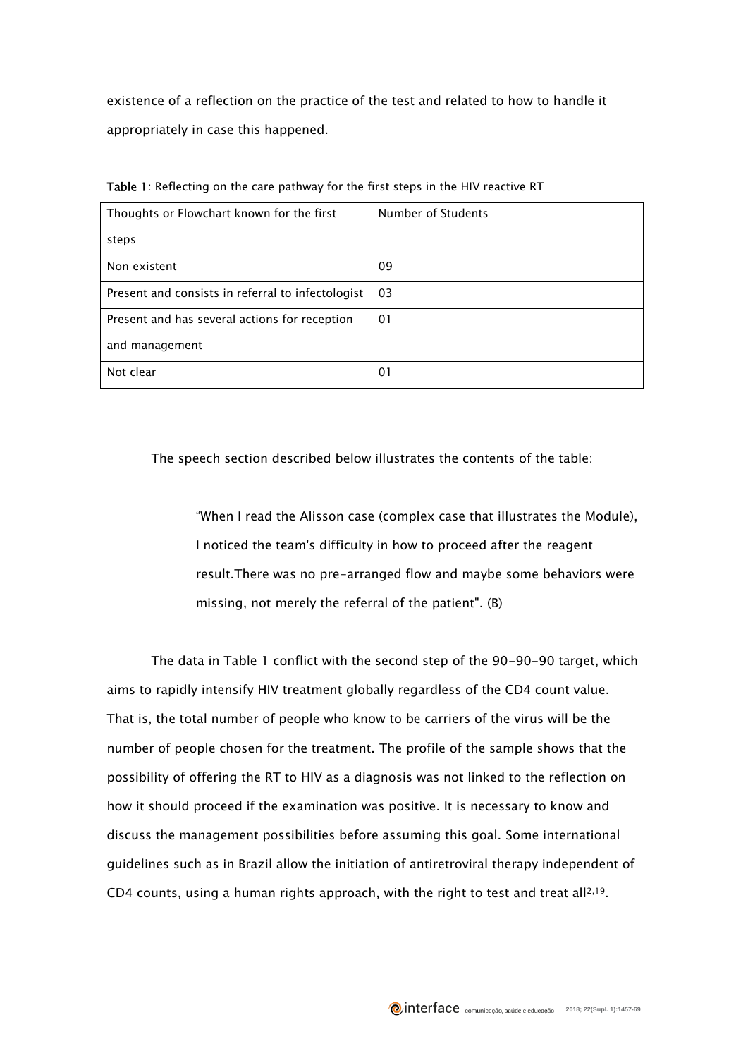existence of a reflection on the practice of the test and related to how to handle it appropriately in case this happened.

**Table 1**: Reflecting on the care pathway for the first steps in the HIV reactive RT

| Thoughts or Flowchart known for the first steps | Number of Students |
|---|---|
| Non existent | 09 |
| Present and consists in referral to infectologist | 03 |
| Present and has several actions for reception and management | 01 |
| Not clear | 01 |

The speech section described below illustrates the contents of the table:

> “When I read the Alisson case (complex case that illustrates the Module), I noticed the team's difficulty in how to proceed after the reagent result.There was no pre-arranged flow and maybe some behaviors were missing, not merely the referral of the patient". (B)

The data in Table 1 conflict with the second step of the 90-90-90 target, which aims to rapidly intensify HIV treatment globally regardless of the CD4 count value. That is, the total number of people who know to be carriers of the virus will be the number of people chosen for the treatment. The profile of the sample shows that the possibility of offering the RT to HIV as a diagnosis was not linked to the reflection on how it should proceed if the examination was positive. It is necessary to know and discuss the management possibilities before assuming this goal. Some international guidelines such as in Brazil allow the initiation of antiretroviral therapy independent of CD4 counts, using a human rights approach, with the right to test and treat all[2,19].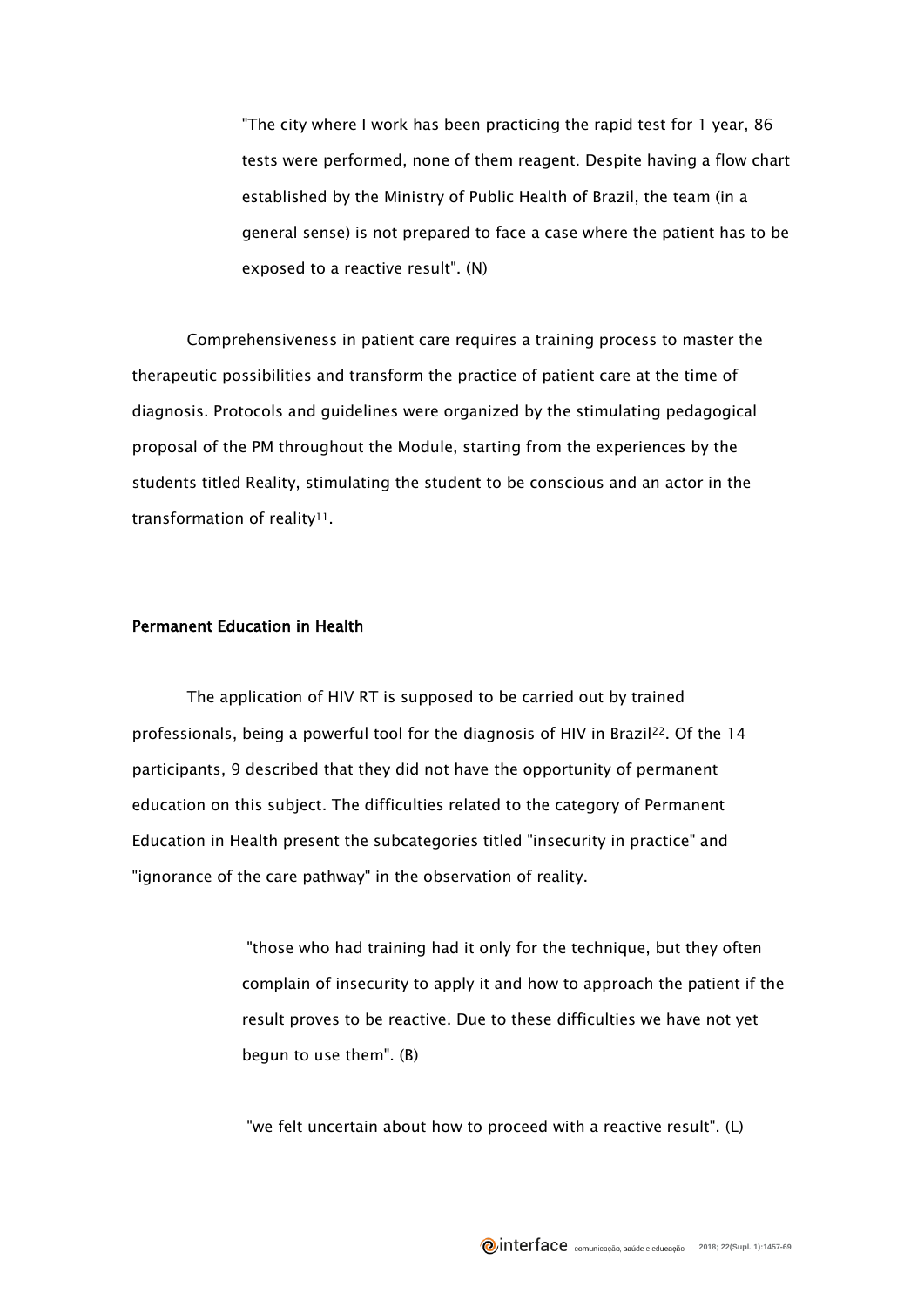> "The city where I work has been practicing the rapid test for 1 year, 86 tests were performed, none of them reagent. Despite having a flow chart established by the Ministry of Public Health of Brazil, the team (in a general sense) is not prepared to face a case where the patient has to be exposed to a reactive result". (N)

Comprehensiveness in patient care requires a training process to master the therapeutic possibilities and transform the practice of patient care at the time of diagnosis. Protocols and guidelines were organized by the stimulating pedagogical proposal of the PM throughout the Module, starting from the experiences by the students titled Reality, stimulating the student to be conscious and an actor in the transformation of reality[11].

**Permanent Education in Health**

The application of HIV RT is supposed to be carried out by trained professionals, being a powerful tool for the diagnosis of HIV in Brazil[22]. Of the 14 participants, 9 described that they did not have the opportunity of permanent education on this subject. The difficulties related to the category of Permanent Education in Health present the subcategories titled "insecurity in practice" and "ignorance of the care pathway" in the observation of reality.

> "those who had training had it only for the technique, but they often complain of insecurity to apply it and how to approach the patient if the result proves to be reactive. Due to these difficulties we have not yet begun to use them". (B)

> "we felt uncertain about how to proceed with a reactive result". (L)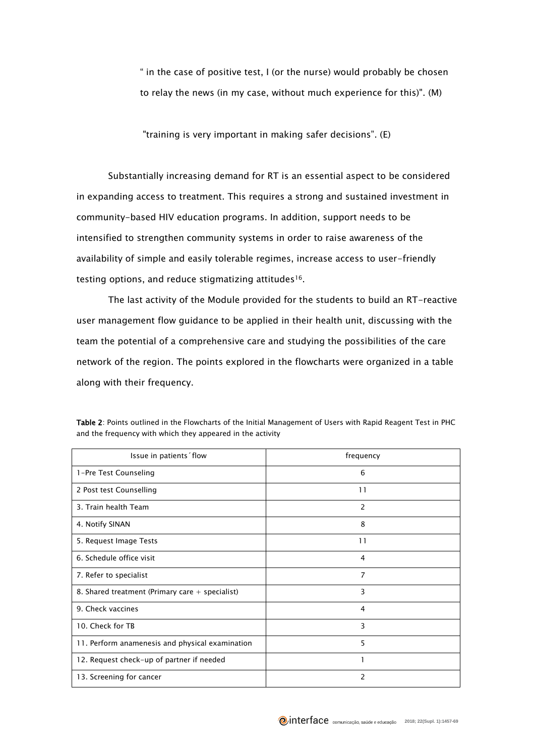> " in the case of positive test, I (or the nurse) would probably be chosen to relay the news (in my case, without much experience for this)". (M)

> "training is very important in making safer decisions". (E)

Substantially increasing demand for RT is an essential aspect to be considered in expanding access to treatment. This requires a strong and sustained investment in community-based HIV education programs. In addition, support needs to be intensified to strengthen community systems in order to raise awareness of the availability of simple and easily tolerable regimes, increase access to user-friendly testing options, and reduce stigmatizing attitudes[16].

The last activity of the Module provided for the students to build an RT-reactive user management flow guidance to be applied in their health unit, discussing with the team the potential of a comprehensive care and studying the possibilities of the care network of the region. The points explored in the flowcharts were organized in a table along with their frequency.

**Table 2**: Points outlined in the Flowcharts of the Initial Management of Users with Rapid Reagent Test in PHC and the frequency with which they appeared in the activity

| Issue in patients´ flow | frequency |
|---|---|
| 1-Pre Test Counseling | 6 |
| 2 Post test Counselling | 11 |
| 3. Train health Team | 2 |
| 4. Notify SINAN | 8 |
| 5. Request Image Tests | 11 |
| 6. Schedule office visit | 4 |
| 7. Refer to specialist | 7 |
| 8. Shared treatment (Primary care + specialist) | 3 |
| 9. Check vaccines | 4 |
| 10. Check for TB | 3 |
| 11. Perform anamenesis and physical examination | 5 |
| 12. Request check-up of partner if needed | 1 |
| 13. Screening for cancer | 2 |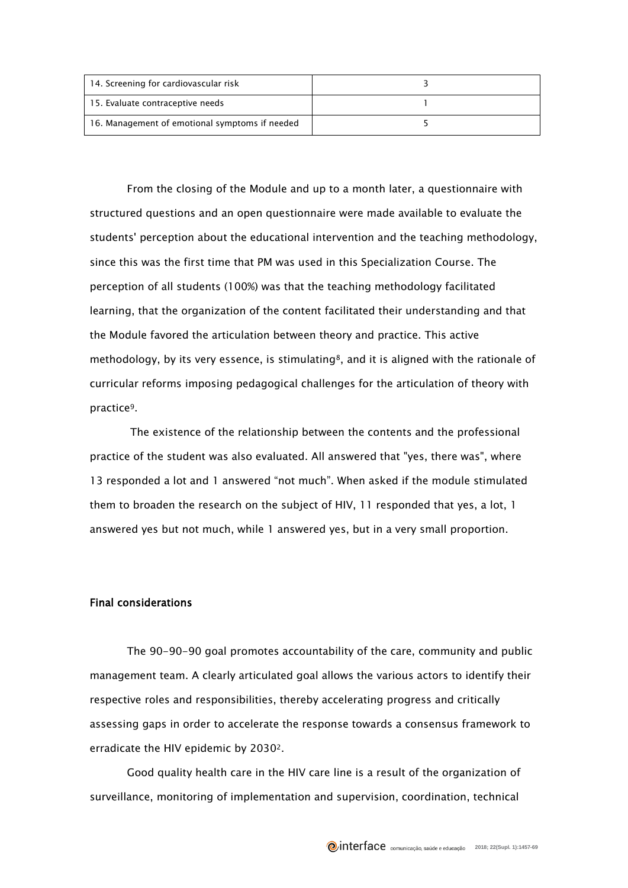| 14. Screening for cardiovascular risk | 3 |
|---|---|
| 15. Evaluate contraceptive needs | 1 |
| 16. Management of emotional symptoms if needed | 5 |

From the closing of the Module and up to a month later, a questionnaire with structured questions and an open questionnaire were made available to evaluate the students' perception about the educational intervention and the teaching methodology, since this was the first time that PM was used in this Specialization Course. The perception of all students (100%) was that the teaching methodology facilitated learning, that the organization of the content facilitated their understanding and that the Module favored the articulation between theory and practice. This active methodology, by its very essence, is stimulating[8], and it is aligned with the rationale of curricular reforms imposing pedagogical challenges for the articulation of theory with practice[9].

The existence of the relationship between the contents and the professional practice of the student was also evaluated. All answered that "yes, there was", where 13 responded a lot and 1 answered “not much”. When asked if the module stimulated them to broaden the research on the subject of HIV, 11 responded that yes, a lot, 1 answered yes but not much, while 1 answered yes, but in a very small proportion.

## Final considerations

The 90-90-90 goal promotes accountability of the care, community and public management team. A clearly articulated goal allows the various actors to identify their respective roles and responsibilities, thereby accelerating progress and critically assessing gaps in order to accelerate the response towards a consensus framework to erradicate the HIV epidemic by 2030[2].

Good quality health care in the HIV care line is a result of the organization of surveillance, monitoring of implementation and supervision, coordination, technical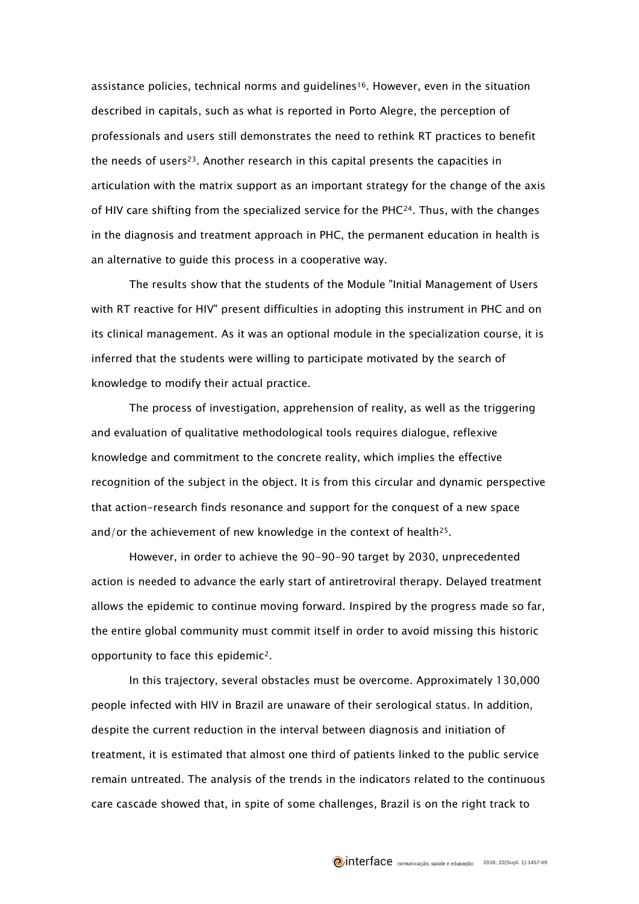assistance policies, technical norms and guidelines[16]. However, even in the situation described in capitals, such as what is reported in Porto Alegre, the perception of professionals and users still demonstrates the need to rethink RT practices to benefit the needs of users[23]. Another research in this capital presents the capacities in articulation with the matrix support as an important strategy for the change of the axis of HIV care shifting from the specialized service for the PHC[24]. Thus, with the changes in the diagnosis and treatment approach in PHC, the permanent education in health is an alternative to guide this process in a cooperative way.

The results show that the students of the Module "Initial Management of Users with RT reactive for HIV" present difficulties in adopting this instrument in PHC and on its clinical management. As it was an optional module in the specialization course, it is inferred that the students were willing to participate motivated by the search of knowledge to modify their actual practice.

The process of investigation, apprehension of reality, as well as the triggering and evaluation of qualitative methodological tools requires dialogue, reflexive knowledge and commitment to the concrete reality, which implies the effective recognition of the subject in the object. It is from this circular and dynamic perspective that action-research finds resonance and support for the conquest of a new space and/or the achievement of new knowledge in the context of health[25].

However, in order to achieve the 90-90-90 target by 2030, unprecedented action is needed to advance the early start of antiretroviral therapy. Delayed treatment allows the epidemic to continue moving forward. Inspired by the progress made so far, the entire global community must commit itself in order to avoid missing this historic opportunity to face this epidemic[2].

In this trajectory, several obstacles must be overcome. Approximately 130,000 people infected with HIV in Brazil are unaware of their serological status. In addition, despite the current reduction in the interval between diagnosis and initiation of treatment, it is estimated that almost one third of patients linked to the public service remain untreated. The analysis of the trends in the indicators related to the continuous care cascade showed that, in spite of some challenges, Brazil is on the right track to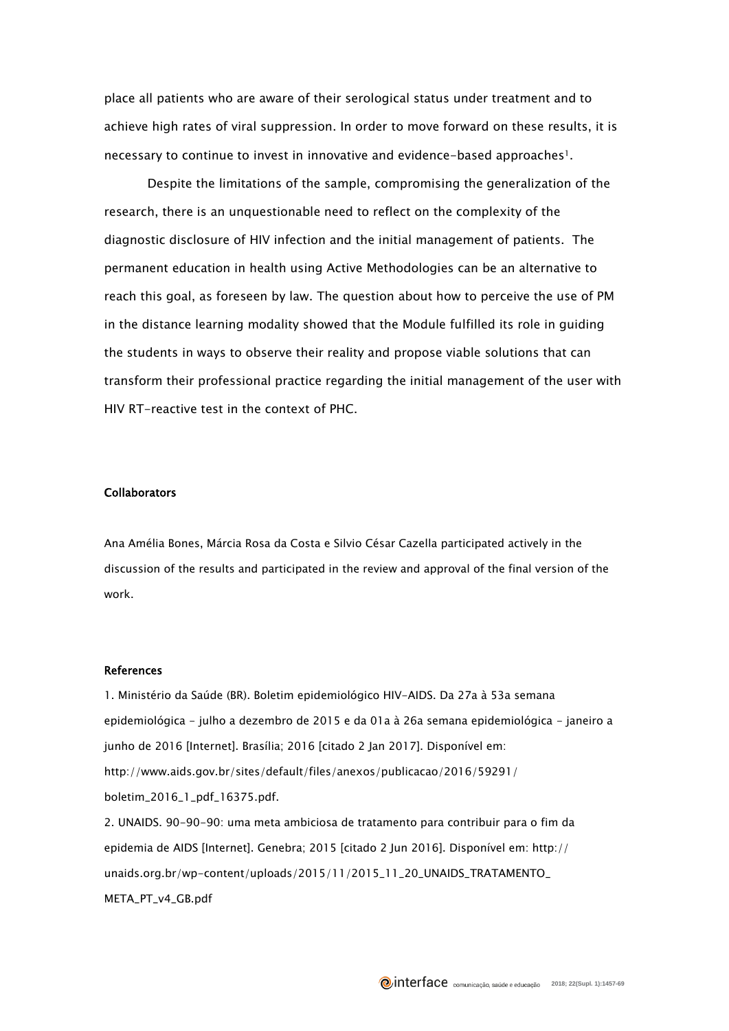place all patients who are aware of their serological status under treatment and to achieve high rates of viral suppression. In order to move forward on these results, it is necessary to continue to invest in innovative and evidence-based approaches[1].

Despite the limitations of the sample, compromising the generalization of the research, there is an unquestionable need to reflect on the complexity of the diagnostic disclosure of HIV infection and the initial management of patients. The permanent education in health using Active Methodologies can be an alternative to reach this goal, as foreseen by law. The question about how to perceive the use of PM in the distance learning modality showed that the Module fulfilled its role in guiding the students in ways to observe their reality and propose viable solutions that can transform their professional practice regarding the initial management of the user with HIV RT-reactive test in the context of PHC.

## Collaborators

Ana Amélia Bones, Márcia Rosa da Costa e Silvio César Cazella participated actively in the discussion of the results and participated in the review and approval of the final version of the work.

## References

1. Ministério da Saúde (BR). Boletim epidemiológico HIV-AIDS. Da 27a à 53a semana epidemiológica - julho a dezembro de 2015 e da 01a à 26a semana epidemiológica - janeiro a junho de 2016 [Internet]. Brasília; 2016 [citado 2 Jan 2017]. Disponível em: http://www.aids.gov.br/sites/default/files/anexos/publicacao/2016/59291/boletim_2016_1_pdf_16375.pdf.

2. UNAIDS. 90-90-90: uma meta ambiciosa de tratamento para contribuir para o fim da epidemia de AIDS [Internet]. Genebra; 2015 [citado 2 Jun 2016]. Disponível em: http://unaids.org.br/wp-content/uploads/2015/11/2015_11_20_UNAIDS_TRATAMENTO_META_PT_v4_GB.pdf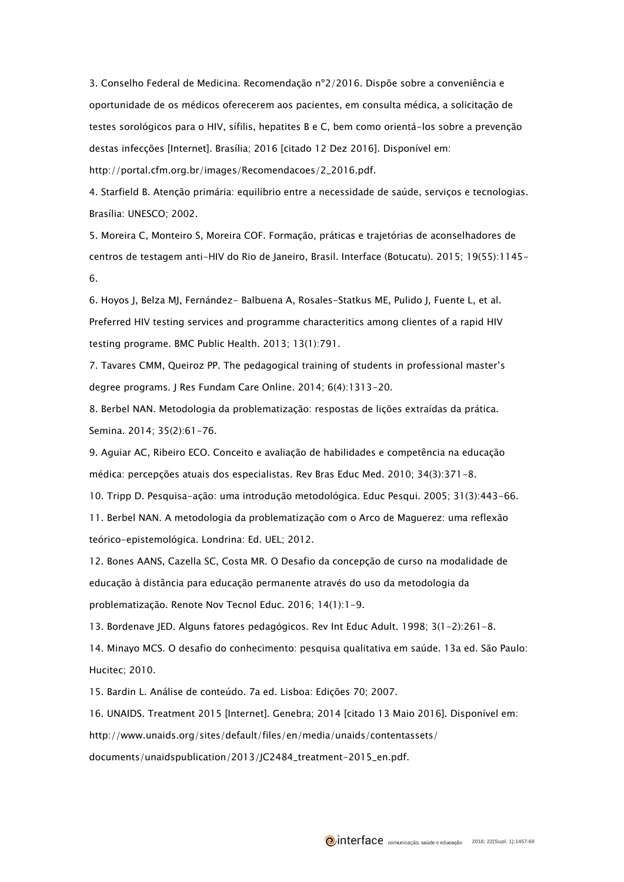3. Conselho Federal de Medicina. Recomendação nº2/2016. Dispõe sobre a conveniência e oportunidade de os médicos oferecerem aos pacientes, em consulta médica, a solicitação de testes sorológicos para o HIV, sífilis, hepatites B e C, bem como orientá-los sobre a prevenção destas infecções [Internet]. Brasília; 2016 [citado 12 Dez 2016]. Disponível em: http://portal.cfm.org.br/images/Recomendacoes/2_2016.pdf.

4. Starfield B. Atenção primária: equilíbrio entre a necessidade de saúde, serviços e tecnologias. Brasília: UNESCO; 2002.

5. Moreira C, Monteiro S, Moreira COF. Formação, práticas e trajetórias de aconselhadores de centros de testagem anti-HIV do Rio de Janeiro, Brasil. Interface (Botucatu). 2015; 19(55):1145-6.

6. Hoyos J, Belza MJ, Fernández- Balbuena A, Rosales-Statkus ME, Pulido J, Fuente L, et al. Preferred HIV testing services and programme characteritics among clientes of a rapid HIV testing programe. BMC Public Health. 2013; 13(1):791.

7. Tavares CMM, Queiroz PP. The pedagogical training of students in professional master's degree programs. J Res Fundam Care Online. 2014; 6(4):1313-20.

8. Berbel NAN. Metodologia da problematização: respostas de lições extraídas da prática. Semina. 2014; 35(2):61-76.

9. Aguiar AC, Ribeiro ECO. Conceito e avaliação de habilidades e competência na educação médica: percepções atuais dos especialistas. Rev Bras Educ Med. 2010; 34(3):371-8.

10. Tripp D. Pesquisa-ação: uma introdução metodológica. Educ Pesqui. 2005; 31(3):443-66.

11. Berbel NAN. A metodologia da problematização com o Arco de Maguerez: uma reflexão teórico-epistemológica. Londrina: Ed. UEL; 2012.

12. Bones AANS, Cazella SC, Costa MR. O Desafio da concepção de curso na modalidade de educação à distância para educação permanente através do uso da metodologia da problematização. Renote Nov Tecnol Educ. 2016; 14(1):1-9.

13. Bordenave JED. Alguns fatores pedagógicos. Rev Int Educ Adult. 1998; 3(1-2):261-8.

14. Minayo MCS. O desafio do conhecimento: pesquisa qualitativa em saúde. 13a ed. São Paulo: Hucitec; 2010.

15. Bardin L. Análise de conteúdo. 7a ed. Lisboa: Edições 70; 2007.

16. UNAIDS. Treatment 2015 [Internet]. Genebra; 2014 [citado 13 Maio 2016]. Disponível em: http://www.unaids.org/sites/default/files/en/media/unaids/contentassets/documents/unaidspublication/2013/JC2484_treatment-2015_en.pdf.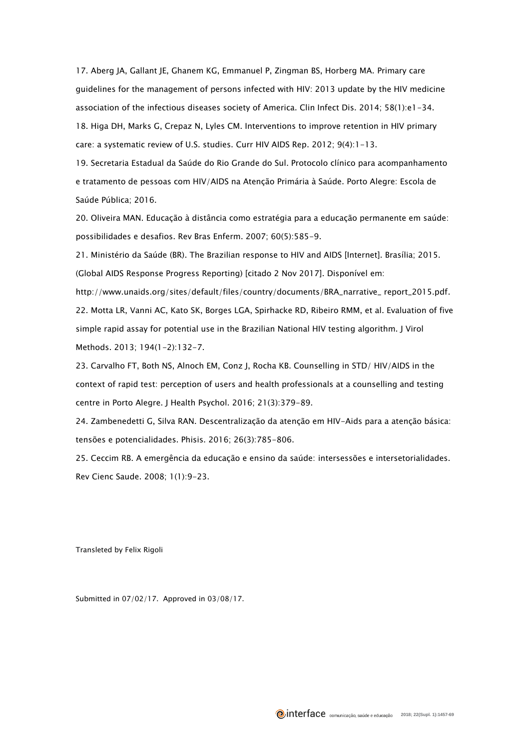17. Aberg JA, Gallant JE, Ghanem KG, Emmanuel P, Zingman BS, Horberg MA. Primary care guidelines for the management of persons infected with HIV: 2013 update by the HIV medicine association of the infectious diseases society of America. Clin Infect Dis. 2014; 58(1):e1-34.

18. Higa DH, Marks G, Crepaz N, Lyles CM. Interventions to improve retention in HIV primary care: a systematic review of U.S. studies. Curr HIV AIDS Rep. 2012; 9(4):1-13.

19. Secretaria Estadual da Saúde do Rio Grande do Sul. Protocolo clínico para acompanhamento e tratamento de pessoas com HIV/AIDS na Atenção Primária à Saúde. Porto Alegre: Escola de Saúde Pública; 2016.

20. Oliveira MAN. Educação à distância como estratégia para a educação permanente em saúde: possibilidades e desafios. Rev Bras Enferm. 2007; 60(5):585-9.

21. Ministério da Saúde (BR). The Brazilian response to HIV and AIDS [Internet]. Brasília; 2015. (Global AIDS Response Progress Reporting) [citado 2 Nov 2017]. Disponível em: http://www.unaids.org/sites/default/files/country/documents/BRA_narrative_ report_2015.pdf.

22. Motta LR, Vanni AC, Kato SK, Borges LGA, Spirhacke RD, Ribeiro RMM, et al. Evaluation of five simple rapid assay for potential use in the Brazilian National HIV testing algorithm. J Virol Methods. 2013; 194(1-2):132-7.

23. Carvalho FT, Both NS, Alnoch EM, Conz J, Rocha KB. Counselling in STD/ HIV/AIDS in the context of rapid test: perception of users and health professionals at a counselling and testing centre in Porto Alegre. J Health Psychol. 2016; 21(3):379-89.

24. Zambenedetti G, Silva RAN. Descentralização da atenção em HIV-Aids para a atenção básica: tensões e potencialidades. Phisis. 2016; 26(3):785-806.

25. Ceccim RB. A emergência da educação e ensino da saúde: intersessões e intersetorialidades. Rev Cienc Saude. 2008; 1(1):9-23.

Transleted by Felix Rigoli

Submitted in 07/02/17. Approved in 03/08/17.